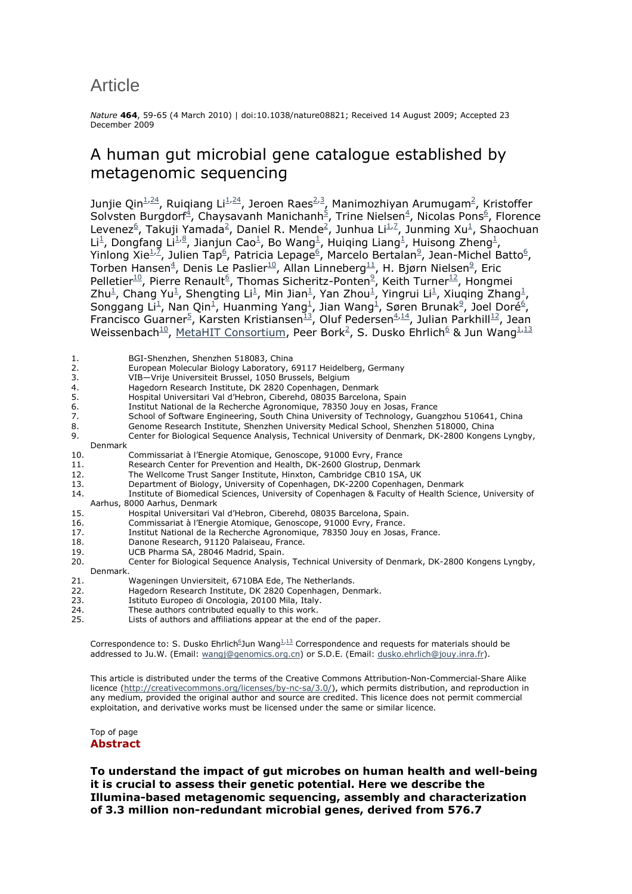# Article

*Nature* **464**, 59-65 (4 March 2010) | doi:10.1038/nature08821; Received 14 August 2009; Accepted 23 December 2009

## A human gut microbial gene catalogue established by metagenomic sequencing

Junjie Qin[1,24], Ruiqiang Li[1,24], Jeroen Raes[2,3], Manimozhiyan Arumugam[2], Kristoffer Solvsten Burgdorf[4], Chaysavanh Manichanh[5], Trine Nielsen[4], Nicolas Pons[6], Florence Levenez[6], Takuji Yamada[2], Daniel R. Mende[2], Junhua Li[1,7], Junming Xu[1], Shaochuan Li[1], Dongfang Li[1,8], Jianjun Cao[1], Bo Wang[1], Huiqing Liang[1], Huisong Zheng[1], Yinlong Xie[1,7], Julien Tap[6], Patricia Lepage[6], Marcelo Bertalan[9], Jean-Michel Batto[6], Torben Hansen[4], Denis Le Paslier[10], Allan Linneberg[11], H. Bjørn Nielsen[9], Eric Pelletier[10], Pierre Renault[6], Thomas Sicheritz-Ponten[9], Keith Turner[12], Hongmei Zhu[1], Chang Yu[1], Shengting Li[1], Min Jian[1], Yan Zhou[1], Yingrui Li[1], Xiuqing Zhang[1], Songgang Li[1], Nan Qin[1], Huanming Yang[1], Jian Wang[1], Søren Brunak[9], Joel Doré[6], Francisco Guarner[5], Karsten Kristiansen[13], Oluf Pedersen[4,14], Julian Parkhill[12], Jean Weissenbach[10], MetaHIT Consortium, Peer Bork[2], S. Dusko Ehrlich[6] & Jun Wang[1,13]

1. BGI-Shenzhen, Shenzhen 518083, China
2. European Molecular Biology Laboratory, 69117 Heidelberg, Germany
3. VIB—Vrije Universiteit Brussel, 1050 Brussels, Belgium
4. Hagedorn Research Institute, DK 2820 Copenhagen, Denmark
5. Hospital Universitari Val d'Hebron, Ciberehd, 08035 Barcelona, Spain
6. Institut National de la Recherche Agronomique, 78350 Jouy en Josas, France
7. School of Software Engineering, South China University of Technology, Guangzhou 510641, China
8. Genome Research Institute, Shenzhen University Medical School, Shenzhen 518000, China
9. Center for Biological Sequence Analysis, Technical University of Denmark, DK-2800 Kongens Lyngby, Denmark
10. Commissariat à l'Energie Atomique, Genoscope, 91000 Evry, France
11. Research Center for Prevention and Health, DK-2600 Glostrup, Denmark
12. The Wellcome Trust Sanger Institute, Hinxton, Cambridge CB10 1SA, UK
13. Department of Biology, University of Copenhagen, DK-2200 Copenhagen, Denmark
14. Institute of Biomedical Sciences, University of Copenhagen & Faculty of Health Science, University of Aarhus, 8000 Aarhus, Denmark
15. Hospital Universitari Val d'Hebron, Ciberehd, 08035 Barcelona, Spain.
16. Commissariat à l'Energie Atomique, Genoscope, 91000 Evry, France.
17. Institut National de la Recherche Agronomique, 78350 Jouy en Josas, France.
18. Danone Research, 91120 Palaiseau, France.
19. UCB Pharma SA, 28046 Madrid, Spain.
20. Center for Biological Sequence Analysis, Technical University of Denmark, DK-2800 Kongens Lyngby, Denmark.
21. Wageningen Unviersiteit, 6710BA Ede, The Netherlands.
22. Hagedorn Research Institute, DK 2820 Copenhagen, Denmark.
23. Istituto Europeo di Oncologia, 20100 Mila, Italy.
24. These authors contributed equally to this work.
25. Lists of authors and affiliations appear at the end of the paper.

Correspondence to: S. Dusko Ehrlich[6]Jun Wang[1,13] Correspondence and requests for materials should be addressed to Ju.W. (Email: wangj@genomics.org.cn) or S.D.E. (Email: dusko.ehrlich@jouy.inra.fr).

This article is distributed under the terms of the Creative Commons Attribution-Non-Commercial-Share Alike licence (http://creativecommons.org/licenses/by-nc-sa/3.0/), which permits distribution, and reproduction in any medium, provided the original author and source are credited. This licence does not permit commercial exploitation, and derivative works must be licensed under the same or similar licence.

Top of page

## Abstract

**To understand the impact of gut microbes on human health and well-being it is crucial to assess their genetic potential. Here we describe the Illumina-based metagenomic sequencing, assembly and characterization of 3.3 million non-redundant microbial genes, derived from 576.7**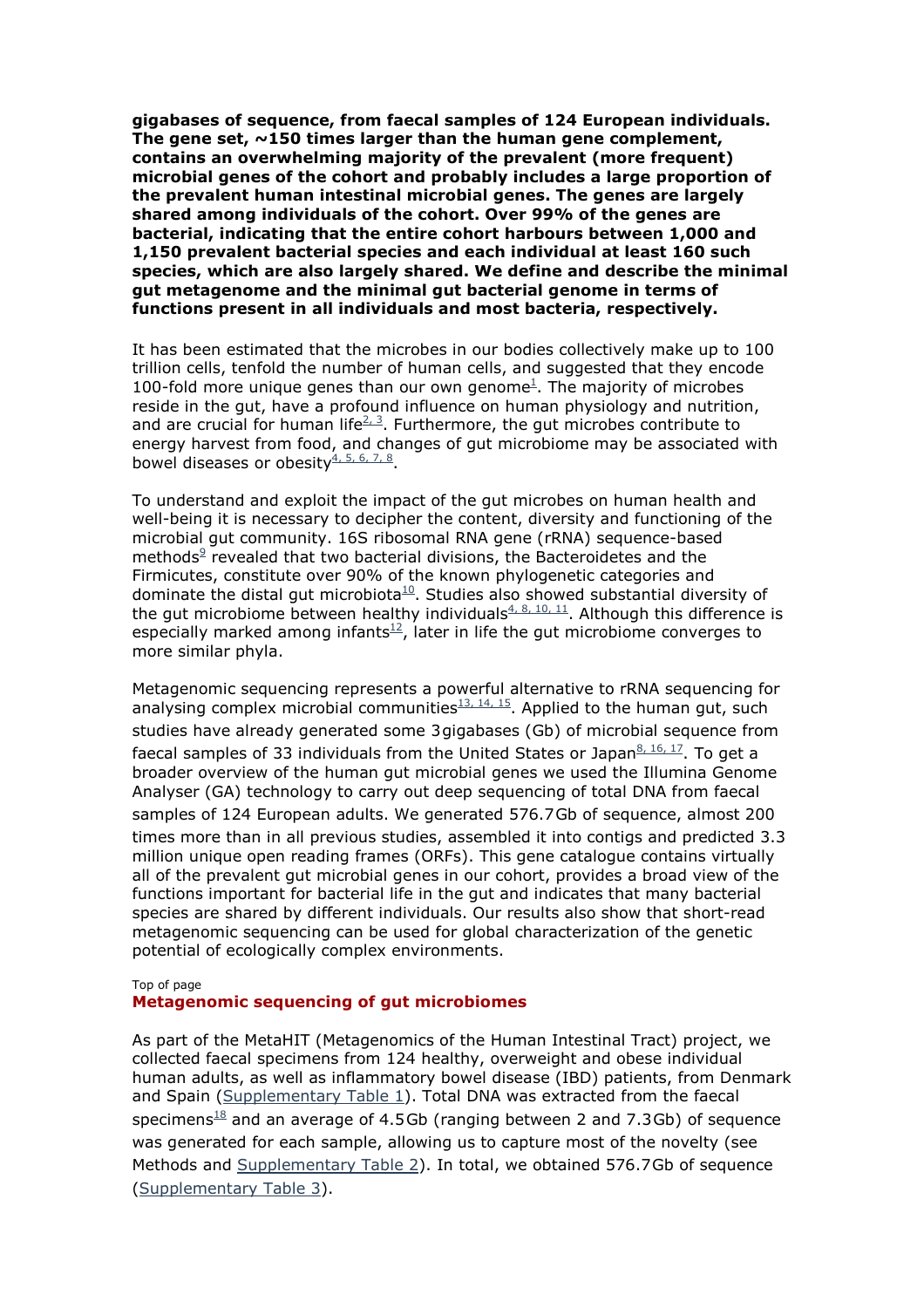**gigabases of sequence, from faecal samples of 124 European individuals. The gene set, ~150 times larger than the human gene complement, contains an overwhelming majority of the prevalent (more frequent) microbial genes of the cohort and probably includes a large proportion of the prevalent human intestinal microbial genes. The genes are largely shared among individuals of the cohort. Over 99% of the genes are bacterial, indicating that the entire cohort harbours between 1,000 and 1,150 prevalent bacterial species and each individual at least 160 such species, which are also largely shared. We define and describe the minimal gut metagenome and the minimal gut bacterial genome in terms of functions present in all individuals and most bacteria, respectively.**

It has been estimated that the microbes in our bodies collectively make up to 100 trillion cells, tenfold the number of human cells, and suggested that they encode 100-fold more unique genes than our own genome[1]. The majority of microbes reside in the gut, have a profound influence on human physiology and nutrition, and are crucial for human life[2, 3]. Furthermore, the gut microbes contribute to energy harvest from food, and changes of gut microbiome may be associated with bowel diseases or obesity[4, 5, 6, 7, 8].

To understand and exploit the impact of the gut microbes on human health and well-being it is necessary to decipher the content, diversity and functioning of the microbial gut community. 16S ribosomal RNA gene (rRNA) sequence-based methods[9] revealed that two bacterial divisions, the Bacteroidetes and the Firmicutes, constitute over 90% of the known phylogenetic categories and dominate the distal gut microbiota[10]. Studies also showed substantial diversity of the gut microbiome between healthy individuals[4, 8, 10, 11]. Although this difference is especially marked among infants[12], later in life the gut microbiome converges to more similar phyla.

Metagenomic sequencing represents a powerful alternative to rRNA sequencing for analysing complex microbial communities[13, 14, 15]. Applied to the human gut, such studies have already generated some 3 gigabases (Gb) of microbial sequence from faecal samples of 33 individuals from the United States or Japan[8, 16, 17]. To get a broader overview of the human gut microbial genes we used the Illumina Genome Analyser (GA) technology to carry out deep sequencing of total DNA from faecal samples of 124 European adults. We generated 576.7 Gb of sequence, almost 200 times more than in all previous studies, assembled it into contigs and predicted 3.3 million unique open reading frames (ORFs). This gene catalogue contains virtually all of the prevalent gut microbial genes in our cohort, provides a broad view of the functions important for bacterial life in the gut and indicates that many bacterial species are shared by different individuals. Our results also show that short-read metagenomic sequencing can be used for global characterization of the genetic potential of ecologically complex environments.

## Metagenomic sequencing of gut microbiomes

As part of the MetaHIT (Metagenomics of the Human Intestinal Tract) project, we collected faecal specimens from 124 healthy, overweight and obese individual human adults, as well as inflammatory bowel disease (IBD) patients, from Denmark and Spain (Supplementary Table 1). Total DNA was extracted from the faecal specimens[18] and an average of 4.5 Gb (ranging between 2 and 7.3 Gb) of sequence was generated for each sample, allowing us to capture most of the novelty (see Methods and Supplementary Table 2). In total, we obtained 576.7 Gb of sequence (Supplementary Table 3).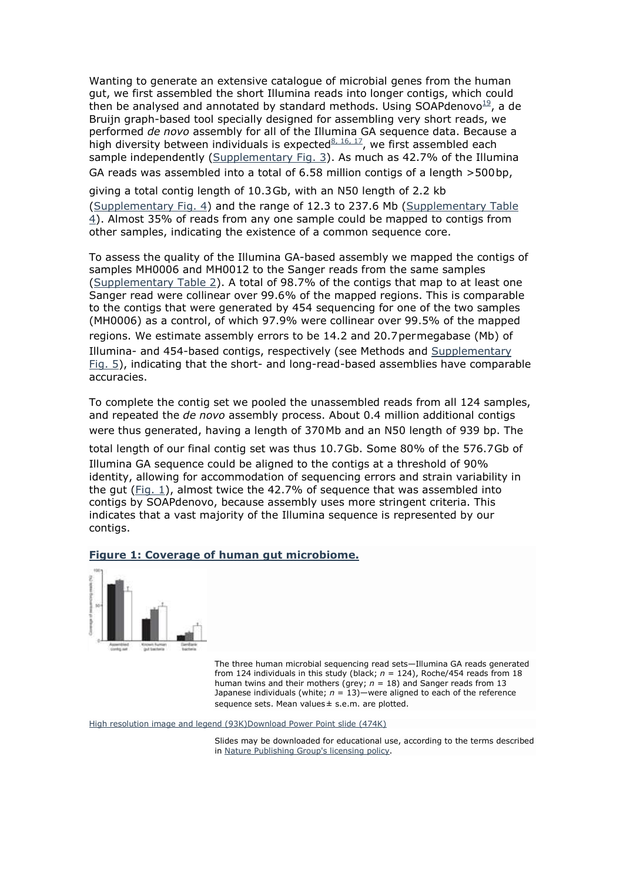Wanting to generate an extensive catalogue of microbial genes from the human gut, we first assembled the short Illumina reads into longer contigs, which could then be analysed and annotated by standard methods. Using SOAPdenovo[19], a de Bruijn graph-based tool specially designed for assembling very short reads, we performed *de novo* assembly for all of the Illumina GA sequence data. Because a high diversity between individuals is expected[8, 16, 17], we first assembled each sample independently (Supplementary Fig. 3). As much as 42.7% of the Illumina GA reads was assembled into a total of 6.58 million contigs of a length >500 bp, giving a total contig length of 10.3 Gb, with an N50 length of 2.2 kb (Supplementary Fig. 4) and the range of 12.3 to 237.6 Mb (Supplementary Table 4). Almost 35% of reads from any one sample could be mapped to contigs from other samples, indicating the existence of a common sequence core.

To assess the quality of the Illumina GA-based assembly we mapped the contigs of samples MH0006 and MH0012 to the Sanger reads from the same samples (Supplementary Table 2). A total of 98.7% of the contigs that map to at least one Sanger read were collinear over 99.6% of the mapped regions. This is comparable to the contigs that were generated by 454 sequencing for one of the two samples (MH0006) as a control, of which 97.9% were collinear over 99.5% of the mapped regions. We estimate assembly errors to be 14.2 and 20.7 per megabase (Mb) of Illumina- and 454-based contigs, respectively (see Methods and Supplementary Fig. 5), indicating that the short- and long-read-based assemblies have comparable accuracies.

To complete the contig set we pooled the unassembled reads from all 124 samples, and repeated the *de novo* assembly process. About 0.4 million additional contigs were thus generated, having a length of 370 Mb and an N50 length of 939 bp. The total length of our final contig set was thus 10.7 Gb. Some 80% of the 576.7 Gb of Illumina GA sequence could be aligned to the contigs at a threshold of 90% identity, allowing for accommodation of sequencing errors and strain variability in the gut (Fig. 1), almost twice the 42.7% of sequence that was assembled into contigs by SOAPdenovo, because assembly uses more stringent criteria. This indicates that a vast majority of the Illumina sequence is represented by our contigs.

**Figure 1: Coverage of human gut microbiome.**

The three human microbial sequencing read sets—Illumina GA reads generated from 124 individuals in this study (black; *n* = 124), Roche/454 reads from 18 human twins and their mothers (grey; *n* = 18) and Sanger reads from 13 Japanese individuals (white; *n* = 13)—were aligned to each of the reference sequence sets. Mean values ± s.e.m. are plotted.

High resolution image and legend (93K)Download Power Point slide (474K)

Slides may be downloaded for educational use, according to the terms described in Nature Publishing Group's licensing policy.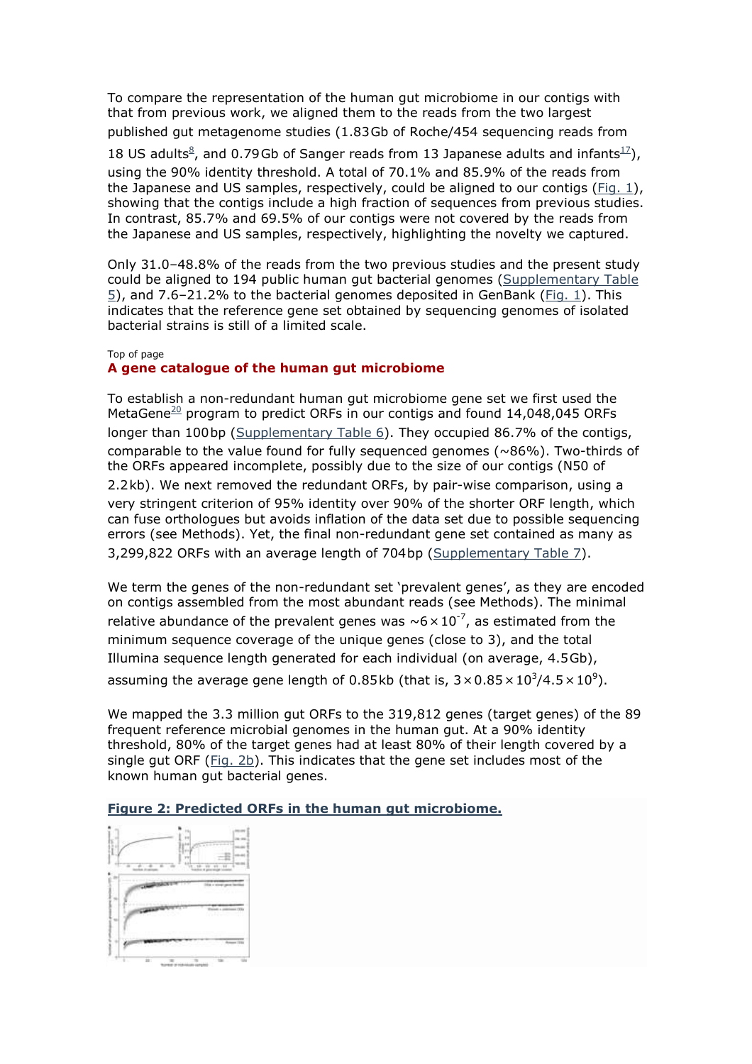To compare the representation of the human gut microbiome in our contigs with that from previous work, we aligned them to the reads from the two largest published gut metagenome studies (1.83 Gb of Roche/454 sequencing reads from 18 US adults[8], and 0.79 Gb of Sanger reads from 13 Japanese adults and infants[17]), using the 90% identity threshold. A total of 70.1% and 85.9% of the reads from the Japanese and US samples, respectively, could be aligned to our contigs (Fig. 1), showing that the contigs include a high fraction of sequences from previous studies. In contrast, 85.7% and 69.5% of our contigs were not covered by the reads from the Japanese and US samples, respectively, highlighting the novelty we captured.

Only 31.0–48.8% of the reads from the two previous studies and the present study could be aligned to 194 public human gut bacterial genomes (Supplementary Table 5), and 7.6–21.2% to the bacterial genomes deposited in GenBank (Fig. 1). This indicates that the reference gene set obtained by sequencing genomes of isolated bacterial strains is still of a limited scale.

## A gene catalogue of the human gut microbiome

To establish a non-redundant human gut microbiome gene set we first used the MetaGene[20] program to predict ORFs in our contigs and found 14,048,045 ORFs longer than 100 bp (Supplementary Table 6). They occupied 86.7% of the contigs, comparable to the value found for fully sequenced genomes (~86%). Two-thirds of the ORFs appeared incomplete, possibly due to the size of our contigs (N50 of 2.2 kb). We next removed the redundant ORFs, by pair-wise comparison, using a very stringent criterion of 95% identity over 90% of the shorter ORF length, which can fuse orthologues but avoids inflation of the data set due to possible sequencing errors (see Methods). Yet, the final non-redundant gene set contained as many as 3,299,822 ORFs with an average length of 704 bp (Supplementary Table 7).

We term the genes of the non-redundant set 'prevalent genes', as they are encoded on contigs assembled from the most abundant reads (see Methods). The minimal relative abundance of the prevalent genes was $\sim 6 \times 10^{-7}$, as estimated from the minimum sequence coverage of the unique genes (close to 3), and the total Illumina sequence length generated for each individual (on average, 4.5 Gb), assuming the average gene length of 0.85 kb (that is, $3 \times 0.85 \times 10^3 / 4.5 \times 10^9$).

We mapped the 3.3 million gut ORFs to the 319,812 genes (target genes) of the 89 frequent reference microbial genomes in the human gut. At a 90% identity threshold, 80% of the target genes had at least 80% of their length covered by a single gut ORF (Fig. 2b). This indicates that the gene set includes most of the known human gut bacterial genes.

**Figure 2: Predicted ORFs in the human gut microbiome.**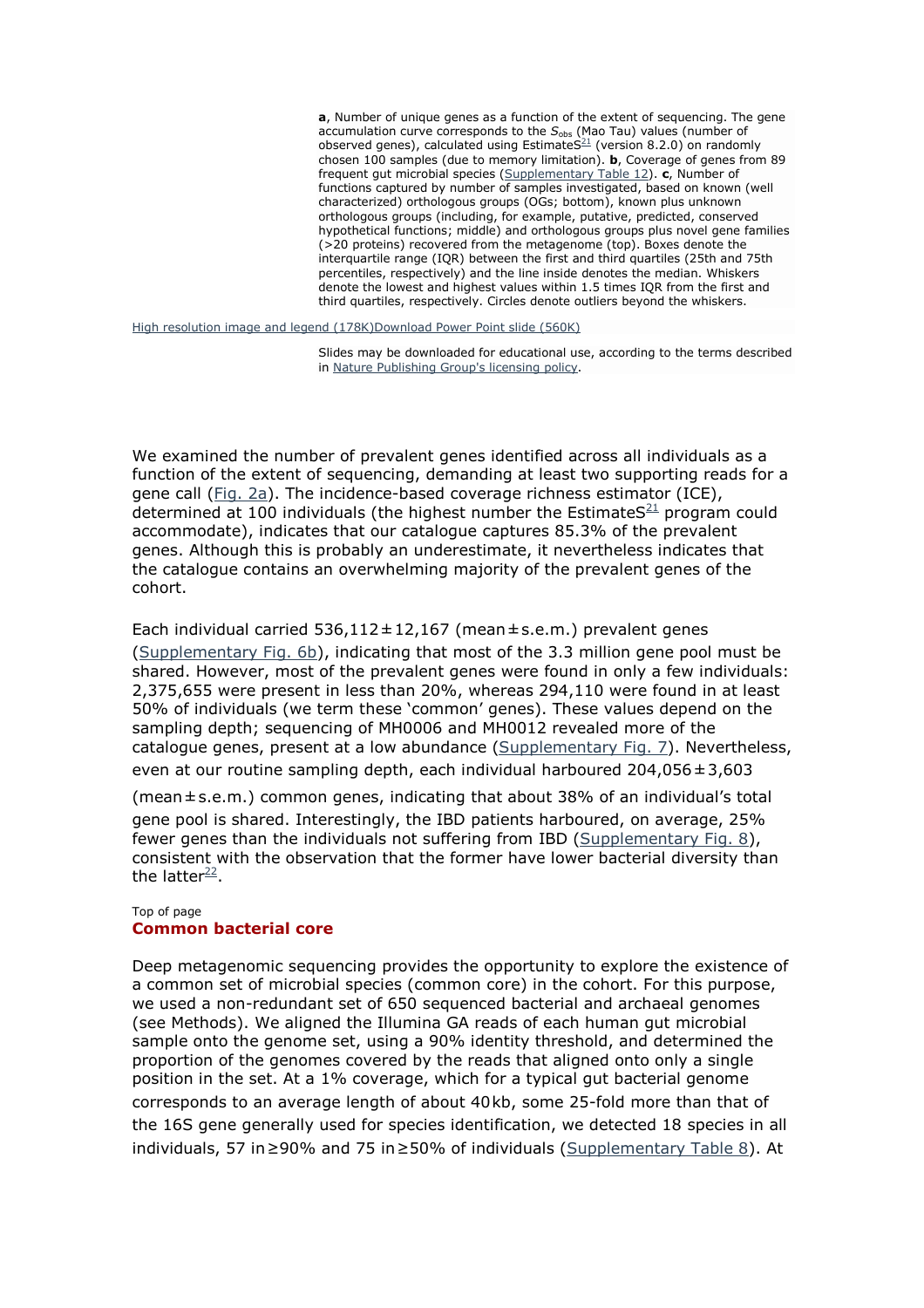**a**, Number of unique genes as a function of the extent of sequencing. The gene accumulation curve corresponds to the $S_{obs}$ (Mao Tau) values (number of observed genes), calculated using EstimateS[21] (version 8.2.0) on randomly chosen 100 samples (due to memory limitation). **b**, Coverage of genes from 89 frequent gut microbial species (Supplementary Table 12). **c**, Number of functions captured by number of samples investigated, based on known (well characterized) orthologous groups (OGs; bottom), known plus unknown orthologous groups (including, for example, putative, predicted, conserved hypothetical functions; middle) and orthologous groups plus novel gene families (>20 proteins) recovered from the metagenome (top). Boxes denote the interquartile range (IQR) between the first and third quartiles (25th and 75th percentiles, respectively) and the line inside denotes the median. Whiskers denote the lowest and highest values within 1.5 times IQR from the first and third quartiles, respectively. Circles denote outliers beyond the whiskers.

High resolution image and legend (178K)Download Power Point slide (560K)

Slides may be downloaded for educational use, according to the terms described in Nature Publishing Group's licensing policy.

We examined the number of prevalent genes identified across all individuals as a function of the extent of sequencing, demanding at least two supporting reads for a gene call (Fig. 2a). The incidence-based coverage richness estimator (ICE), determined at 100 individuals (the highest number the EstimateS[21] program could accommodate), indicates that our catalogue captures 85.3% of the prevalent genes. Although this is probably an underestimate, it nevertheless indicates that the catalogue contains an overwhelming majority of the prevalent genes of the cohort.

Each individual carried 536,112 ± 12,167 (mean ± s.e.m.) prevalent genes (Supplementary Fig. 6b), indicating that most of the 3.3 million gene pool must be shared. However, most of the prevalent genes were found in only a few individuals: 2,375,655 were present in less than 20%, whereas 294,110 were found in at least 50% of individuals (we term these 'common' genes). These values depend on the sampling depth; sequencing of MH0006 and MH0012 revealed more of the catalogue genes, present at a low abundance (Supplementary Fig. 7). Nevertheless, even at our routine sampling depth, each individual harboured 204,056 ± 3,603 (mean ± s.e.m.) common genes, indicating that about 38% of an individual's total gene pool is shared. Interestingly, the IBD patients harboured, on average, 25% fewer genes than the individuals not suffering from IBD (Supplementary Fig. 8), consistent with the observation that the former have lower bacterial diversity than the latter[22].

Top of page

## Common bacterial core

Deep metagenomic sequencing provides the opportunity to explore the existence of a common set of microbial species (common core) in the cohort. For this purpose, we used a non-redundant set of 650 sequenced bacterial and archaeal genomes (see Methods). We aligned the Illumina GA reads of each human gut microbial sample onto the genome set, using a 90% identity threshold, and determined the proportion of the genomes covered by the reads that aligned onto only a single position in the set. At a 1% coverage, which for a typical gut bacterial genome corresponds to an average length of about 40 kb, some 25-fold more than that of the 16S gene generally used for species identification, we detected 18 species in all individuals, 57 in ≥90% and 75 in ≥50% of individuals (Supplementary Table 8). At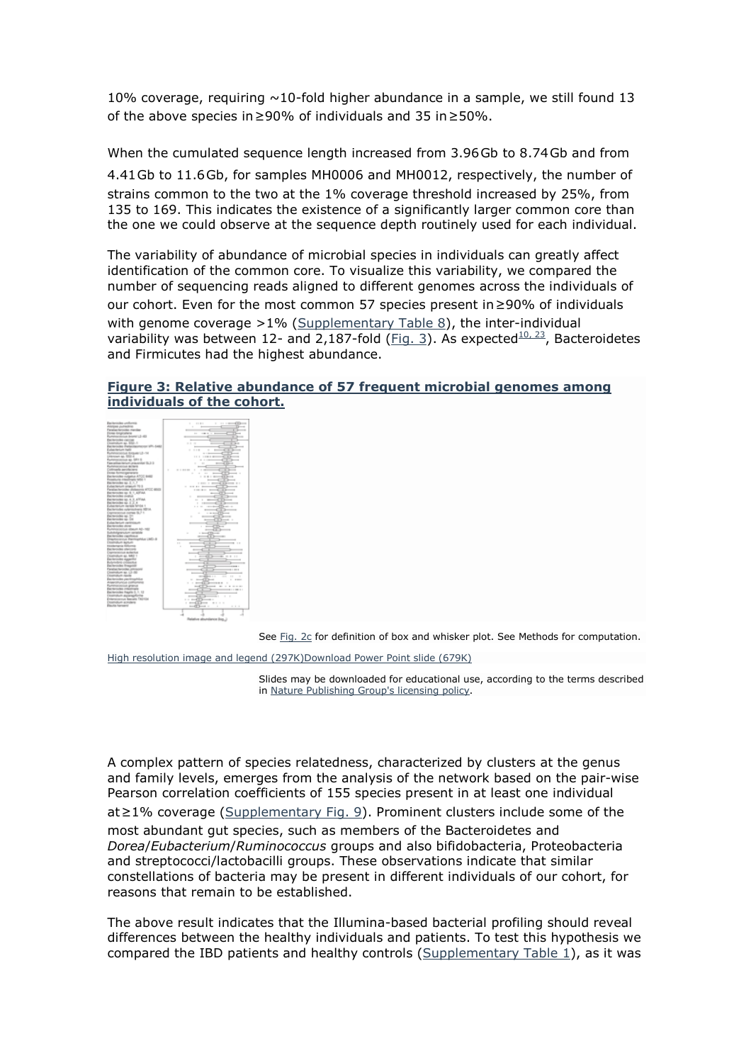10% coverage, requiring ~10-fold higher abundance in a sample, we still found 13 of the above species in ≥90% of individuals and 35 in ≥50%.

When the cumulated sequence length increased from 3.96 Gb to 8.74 Gb and from 4.41 Gb to 11.6 Gb, for samples MH0006 and MH0012, respectively, the number of strains common to the two at the 1% coverage threshold increased by 25%, from 135 to 169. This indicates the existence of a significantly larger common core than the one we could observe at the sequence depth routinely used for each individual.

The variability of abundance of microbial species in individuals can greatly affect identification of the common core. To visualize this variability, we compared the number of sequencing reads aligned to different genomes across the individuals of our cohort. Even for the most common 57 species present in ≥90% of individuals with genome coverage >1% (Supplementary Table 8), the inter-individual variability was between 12- and 2,187-fold (Fig. 3). As expected[10, 23], Bacteroidetes and Firmicutes had the highest abundance.

**Figure 3: Relative abundance of 57 frequent microbial genomes among individuals of the cohort.**

See Fig. 2c for definition of box and whisker plot. See Methods for computation.

High resolution image and legend (297K)Download Power Point slide (679K)

Slides may be downloaded for educational use, according to the terms described in Nature Publishing Group's licensing policy.

A complex pattern of species relatedness, characterized by clusters at the genus and family levels, emerges from the analysis of the network based on the pair-wise Pearson correlation coefficients of 155 species present in at least one individual at ≥1% coverage (Supplementary Fig. 9). Prominent clusters include some of the most abundant gut species, such as members of the Bacteroidetes and *Dorea*/*Eubacterium*/*Ruminococcus* groups and also bifidobacteria, Proteobacteria and streptococci/lactobacilli groups. These observations indicate that similar constellations of bacteria may be present in different individuals of our cohort, for reasons that remain to be established.

The above result indicates that the Illumina-based bacterial profiling should reveal differences between the healthy individuals and patients. To test this hypothesis we compared the IBD patients and healthy controls (Supplementary Table 1), as it was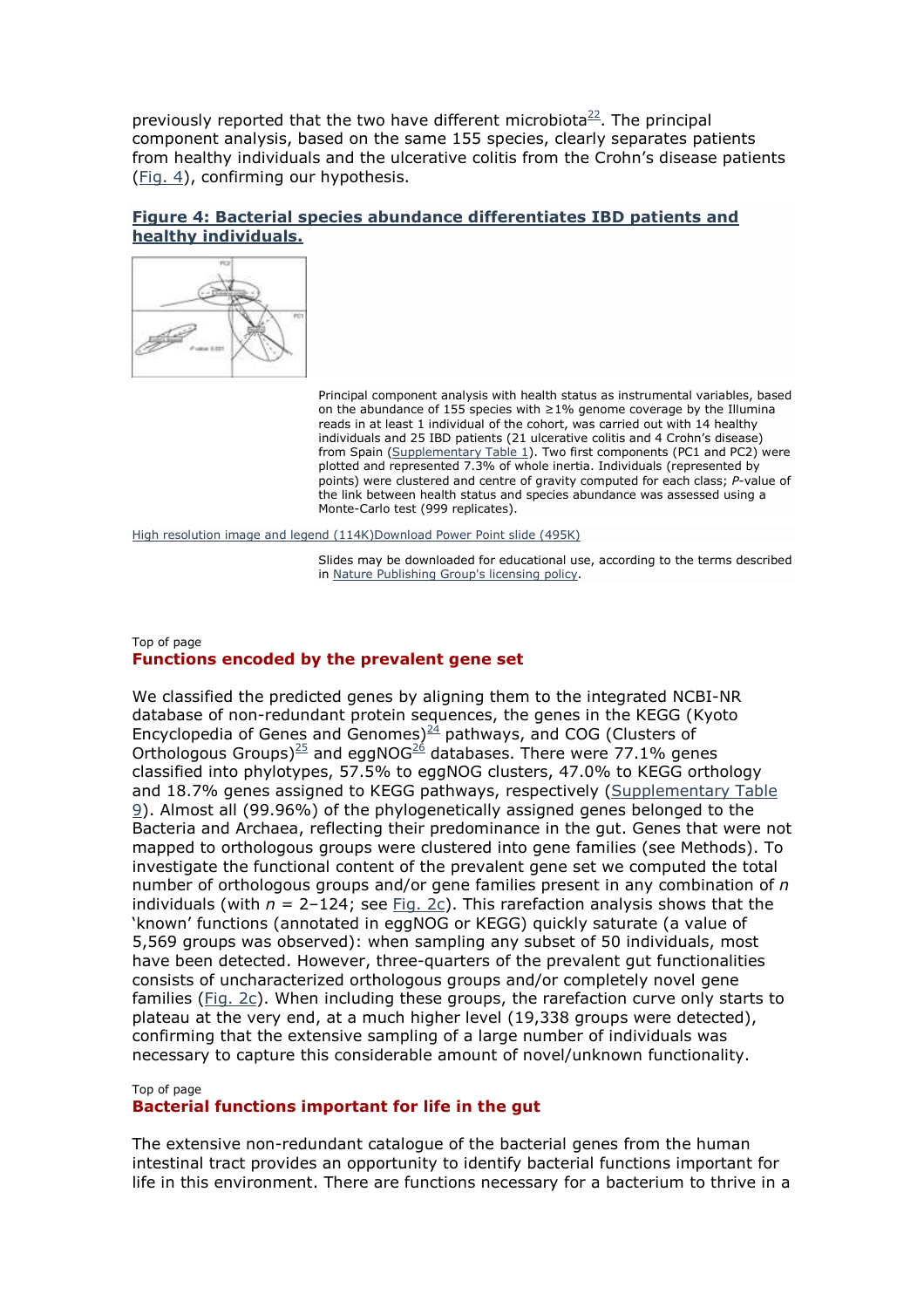previously reported that the two have different microbiota[22]. The principal component analysis, based on the same 155 species, clearly separates patients from healthy individuals and the ulcerative colitis from the Crohn's disease patients (Fig. 4), confirming our hypothesis.

**Figure 4: Bacterial species abundance differentiates IBD patients and healthy individuals.**

Principal component analysis with health status as instrumental variables, based on the abundance of 155 species with ≥1% genome coverage by the Illumina reads in at least 1 individual of the cohort, was carried out with 14 healthy individuals and 25 IBD patients (21 ulcerative colitis and 4 Crohn's disease) from Spain (Supplementary Table 1). Two first components (PC1 and PC2) were plotted and represented 7.3% of whole inertia. Individuals (represented by points) were clustered and centre of gravity computed for each class; *P*-value of the link between health status and species abundance was assessed using a Monte-Carlo test (999 replicates).

High resolution image and legend (114K)Download Power Point slide (495K)

Slides may be downloaded for educational use, according to the terms described in Nature Publishing Group's licensing policy.

## Functions encoded by the prevalent gene set

We classified the predicted genes by aligning them to the integrated NCBI-NR database of non-redundant protein sequences, the genes in the KEGG (Kyoto Encyclopedia of Genes and Genomes)[24] pathways, and COG (Clusters of Orthologous Groups)[25] and eggNOG[26] databases. There were 77.1% genes classified into phylotypes, 57.5% to eggNOG clusters, 47.0% to KEGG orthology and 18.7% genes assigned to KEGG pathways, respectively (Supplementary Table 9). Almost all (99.96%) of the phylogenetically assigned genes belonged to the Bacteria and Archaea, reflecting their predominance in the gut. Genes that were not mapped to orthologous groups were clustered into gene families (see Methods). To investigate the functional content of the prevalent gene set we computed the total number of orthologous groups and/or gene families present in any combination of $n$ individuals (with $n$ = 2–124; see Fig. 2c). This rarefaction analysis shows that the 'known' functions (annotated in eggNOG or KEGG) quickly saturate (a value of 5,569 groups was observed): when sampling any subset of 50 individuals, most have been detected. However, three-quarters of the prevalent gut functionalities consists of uncharacterized orthologous groups and/or completely novel gene families (Fig. 2c). When including these groups, the rarefaction curve only starts to plateau at the very end, at a much higher level (19,338 groups were detected), confirming that the extensive sampling of a large number of individuals was necessary to capture this considerable amount of novel/unknown functionality.

## Bacterial functions important for life in the gut

The extensive non-redundant catalogue of the bacterial genes from the human intestinal tract provides an opportunity to identify bacterial functions important for life in this environment. There are functions necessary for a bacterium to thrive in a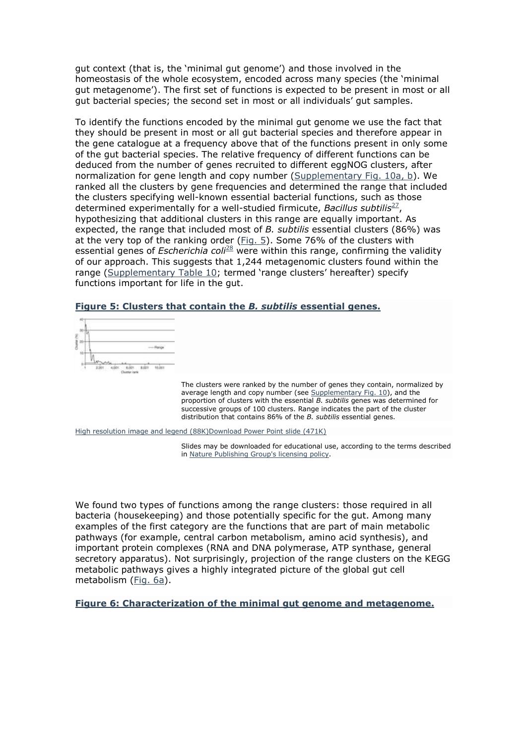gut context (that is, the 'minimal gut genome') and those involved in the homeostasis of the whole ecosystem, encoded across many species (the 'minimal gut metagenome'). The first set of functions is expected to be present in most or all gut bacterial species; the second set in most or all individuals' gut samples.

To identify the functions encoded by the minimal gut genome we use the fact that they should be present in most or all gut bacterial species and therefore appear in the gene catalogue at a frequency above that of the functions present in only some of the gut bacterial species. The relative frequency of different functions can be deduced from the number of genes recruited to different eggNOG clusters, after normalization for gene length and copy number (Supplementary Fig. 10a, b). We ranked all the clusters by gene frequencies and determined the range that included the clusters specifying well-known essential bacterial functions, such as those determined experimentally for a well-studied firmicute, *Bacillus subtilis*[27], hypothesizing that additional clusters in this range are equally important. As expected, the range that included most of *B. subtilis* essential clusters (86%) was at the very top of the ranking order (Fig. 5). Some 76% of the clusters with essential genes of *Escherichia coli*[28] were within this range, confirming the validity of our approach. This suggests that 1,244 metagenomic clusters found within the range (Supplementary Table 10; termed 'range clusters' hereafter) specify functions important for life in the gut.

**Figure 5: Clusters that contain the *B. subtilis* essential genes.**

The clusters were ranked by the number of genes they contain, normalized by average length and copy number (see Supplementary Fig. 10), and the proportion of clusters with the essential *B. subtilis* genes was determined for successive groups of 100 clusters. Range indicates the part of the cluster distribution that contains 86% of the *B. subtilis* essential genes.

High resolution image and legend (88K)Download Power Point slide (471K)

Slides may be downloaded for educational use, according to the terms described in Nature Publishing Group's licensing policy.

We found two types of functions among the range clusters: those required in all bacteria (housekeeping) and those potentially specific for the gut. Among many examples of the first category are the functions that are part of main metabolic pathways (for example, central carbon metabolism, amino acid synthesis), and important protein complexes (RNA and DNA polymerase, ATP synthase, general secretory apparatus). Not surprisingly, projection of the range clusters on the KEGG metabolic pathways gives a highly integrated picture of the global gut cell metabolism (Fig. 6a).

**Figure 6: Characterization of the minimal gut genome and metagenome.**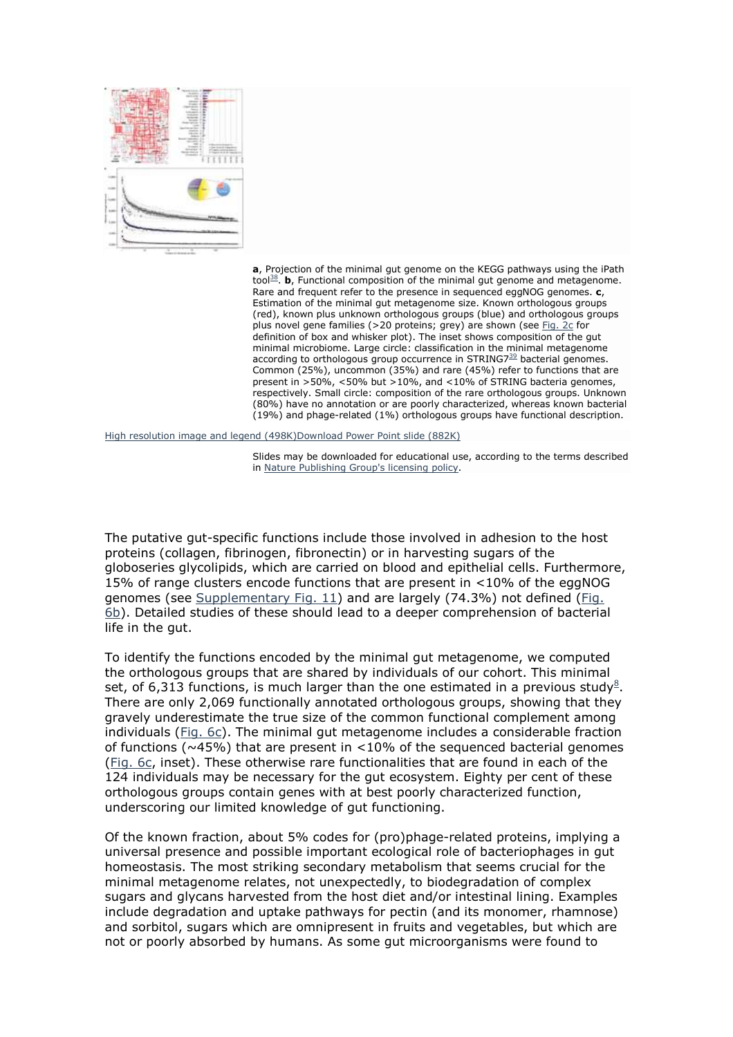**a**, Projection of the minimal gut genome on the KEGG pathways using the iPath tool[38]. **b**, Functional composition of the minimal gut genome and metagenome. Rare and frequent refer to the presence in sequenced eggNOG genomes. **c**, Estimation of the minimal gut metagenome size. Known orthologous groups (red), known plus unknown orthologous groups (blue) and orthologous groups plus novel gene families (>20 proteins; grey) are shown (see Fig. 2c for definition of box and whisker plot). The inset shows composition of the gut minimal microbiome. Large circle: classification in the minimal metagenome according to orthologous group occurrence in STRING7[39] bacterial genomes. Common (25%), uncommon (35%) and rare (45%) refer to functions that are present in >50%, <50% but >10%, and <10% of STRING bacteria genomes, respectively. Small circle: composition of the rare orthologous groups. Unknown (80%) have no annotation or are poorly characterized, whereas known bacterial (19%) and phage-related (1%) orthologous groups have functional description.

High resolution image and legend (498K)Download Power Point slide (882K)

Slides may be downloaded for educational use, according to the terms described in Nature Publishing Group's licensing policy.

The putative gut-specific functions include those involved in adhesion to the host proteins (collagen, fibrinogen, fibronectin) or in harvesting sugars of the globoseries glycolipids, which are carried on blood and epithelial cells. Furthermore, 15% of range clusters encode functions that are present in <10% of the eggNOG genomes (see Supplementary Fig. 11) and are largely (74.3%) not defined (Fig. 6b). Detailed studies of these should lead to a deeper comprehension of bacterial life in the gut.

To identify the functions encoded by the minimal gut metagenome, we computed the orthologous groups that are shared by individuals of our cohort. This minimal set, of 6,313 functions, is much larger than the one estimated in a previous study[8]. There are only 2,069 functionally annotated orthologous groups, showing that they gravely underestimate the true size of the common functional complement among individuals (Fig. 6c). The minimal gut metagenome includes a considerable fraction of functions (~45%) that are present in <10% of the sequenced bacterial genomes (Fig. 6c, inset). These otherwise rare functionalities that are found in each of the 124 individuals may be necessary for the gut ecosystem. Eighty per cent of these orthologous groups contain genes with at best poorly characterized function, underscoring our limited knowledge of gut functioning.

Of the known fraction, about 5% codes for (pro)phage-related proteins, implying a universal presence and possible important ecological role of bacteriophages in gut homeostasis. The most striking secondary metabolism that seems crucial for the minimal metagenome relates, not unexpectedly, to biodegradation of complex sugars and glycans harvested from the host diet and/or intestinal lining. Examples include degradation and uptake pathways for pectin (and its monomer, rhamnose) and sorbitol, sugars which are omnipresent in fruits and vegetables, but which are not or poorly absorbed by humans. As some gut microorganisms were found to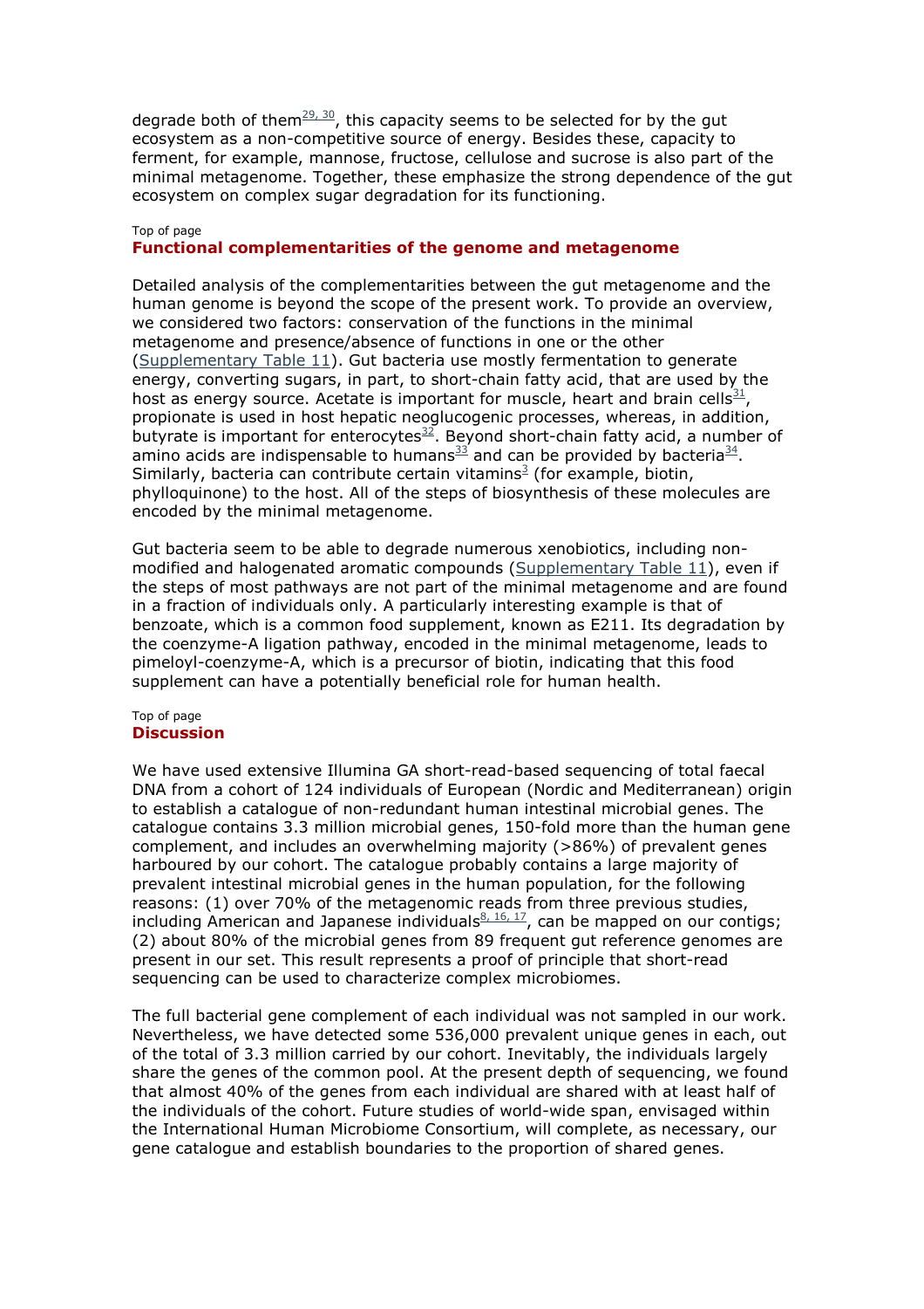degrade both of them[29, 30], this capacity seems to be selected for by the gut ecosystem as a non-competitive source of energy. Besides these, capacity to ferment, for example, mannose, fructose, cellulose and sucrose is also part of the minimal metagenome. Together, these emphasize the strong dependence of the gut ecosystem on complex sugar degradation for its functioning.

Top of page

## Functional complementarities of the genome and metagenome

Detailed analysis of the complementarities between the gut metagenome and the human genome is beyond the scope of the present work. To provide an overview, we considered two factors: conservation of the functions in the minimal metagenome and presence/absence of functions in one or the other (Supplementary Table 11). Gut bacteria use mostly fermentation to generate energy, converting sugars, in part, to short-chain fatty acid, that are used by the host as energy source. Acetate is important for muscle, heart and brain cells[31], propionate is used in host hepatic neoglucogenic processes, whereas, in addition, butyrate is important for enterocytes[32]. Beyond short-chain fatty acid, a number of amino acids are indispensable to humans[33] and can be provided by bacteria[34]. Similarly, bacteria can contribute certain vitamins[3] (for example, biotin, phylloquinone) to the host. All of the steps of biosynthesis of these molecules are encoded by the minimal metagenome.

Gut bacteria seem to be able to degrade numerous xenobiotics, including non-modified and halogenated aromatic compounds (Supplementary Table 11), even if the steps of most pathways are not part of the minimal metagenome and are found in a fraction of individuals only. A particularly interesting example is that of benzoate, which is a common food supplement, known as E211. Its degradation by the coenzyme-A ligation pathway, encoded in the minimal metagenome, leads to pimeloyl-coenzyme-A, which is a precursor of biotin, indicating that this food supplement can have a potentially beneficial role for human health.

Top of page

## Discussion

We have used extensive Illumina GA short-read-based sequencing of total faecal DNA from a cohort of 124 individuals of European (Nordic and Mediterranean) origin to establish a catalogue of non-redundant human intestinal microbial genes. The catalogue contains 3.3 million microbial genes, 150-fold more than the human gene complement, and includes an overwhelming majority (>86%) of prevalent genes harboured by our cohort. The catalogue probably contains a large majority of prevalent intestinal microbial genes in the human population, for the following reasons: (1) over 70% of the metagenomic reads from three previous studies, including American and Japanese individuals[8, 16, 17], can be mapped on our contigs; (2) about 80% of the microbial genes from 89 frequent gut reference genomes are present in our set. This result represents a proof of principle that short-read sequencing can be used to characterize complex microbiomes.

The full bacterial gene complement of each individual was not sampled in our work. Nevertheless, we have detected some 536,000 prevalent unique genes in each, out of the total of 3.3 million carried by our cohort. Inevitably, the individuals largely share the genes of the common pool. At the present depth of sequencing, we found that almost 40% of the genes from each individual are shared with at least half of the individuals of the cohort. Future studies of world-wide span, envisaged within the International Human Microbiome Consortium, will complete, as necessary, our gene catalogue and establish boundaries to the proportion of shared genes.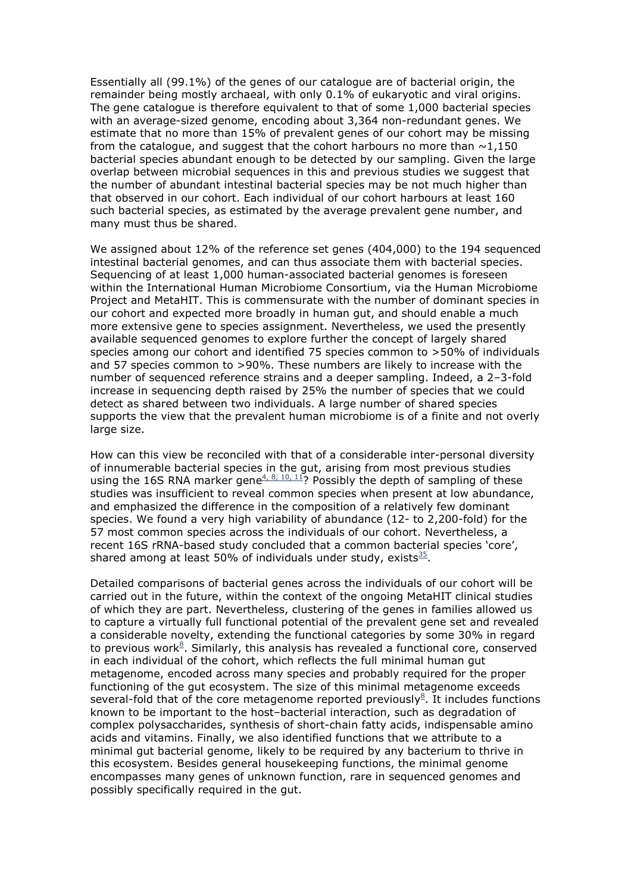Essentially all (99.1%) of the genes of our catalogue are of bacterial origin, the remainder being mostly archaeal, with only 0.1% of eukaryotic and viral origins. The gene catalogue is therefore equivalent to that of some 1,000 bacterial species with an average-sized genome, encoding about 3,364 non-redundant genes. We estimate that no more than 15% of prevalent genes of our cohort may be missing from the catalogue, and suggest that the cohort harbours no more than ~1,150 bacterial species abundant enough to be detected by our sampling. Given the large overlap between microbial sequences in this and previous studies we suggest that the number of abundant intestinal bacterial species may be not much higher than that observed in our cohort. Each individual of our cohort harbours at least 160 such bacterial species, as estimated by the average prevalent gene number, and many must thus be shared.

We assigned about 12% of the reference set genes (404,000) to the 194 sequenced intestinal bacterial genomes, and can thus associate them with bacterial species. Sequencing of at least 1,000 human-associated bacterial genomes is foreseen within the International Human Microbiome Consortium, via the Human Microbiome Project and MetaHIT. This is commensurate with the number of dominant species in our cohort and expected more broadly in human gut, and should enable a much more extensive gene to species assignment. Nevertheless, we used the presently available sequenced genomes to explore further the concept of largely shared species among our cohort and identified 75 species common to >50% of individuals and 57 species common to >90%. These numbers are likely to increase with the number of sequenced reference strains and a deeper sampling. Indeed, a 2–3-fold increase in sequencing depth raised by 25% the number of species that we could detect as shared between two individuals. A large number of shared species supports the view that the prevalent human microbiome is of a finite and not overly large size.

How can this view be reconciled with that of a considerable inter-personal diversity of innumerable bacterial species in the gut, arising from most previous studies using the 16S RNA marker gene[4, 8, 10, 11]? Possibly the depth of sampling of these studies was insufficient to reveal common species when present at low abundance, and emphasized the difference in the composition of a relatively few dominant species. We found a very high variability of abundance (12- to 2,200-fold) for the 57 most common species across the individuals of our cohort. Nevertheless, a recent 16S rRNA-based study concluded that a common bacterial species 'core', shared among at least 50% of individuals under study, exists[35].

Detailed comparisons of bacterial genes across the individuals of our cohort will be carried out in the future, within the context of the ongoing MetaHIT clinical studies of which they are part. Nevertheless, clustering of the genes in families allowed us to capture a virtually full functional potential of the prevalent gene set and revealed a considerable novelty, extending the functional categories by some 30% in regard to previous work[8]. Similarly, this analysis has revealed a functional core, conserved in each individual of the cohort, which reflects the full minimal human gut metagenome, encoded across many species and probably required for the proper functioning of the gut ecosystem. The size of this minimal metagenome exceeds several-fold that of the core metagenome reported previously[8]. It includes functions known to be important to the host–bacterial interaction, such as degradation of complex polysaccharides, synthesis of short-chain fatty acids, indispensable amino acids and vitamins. Finally, we also identified functions that we attribute to a minimal gut bacterial genome, likely to be required by any bacterium to thrive in this ecosystem. Besides general housekeeping functions, the minimal genome encompasses many genes of unknown function, rare in sequenced genomes and possibly specifically required in the gut.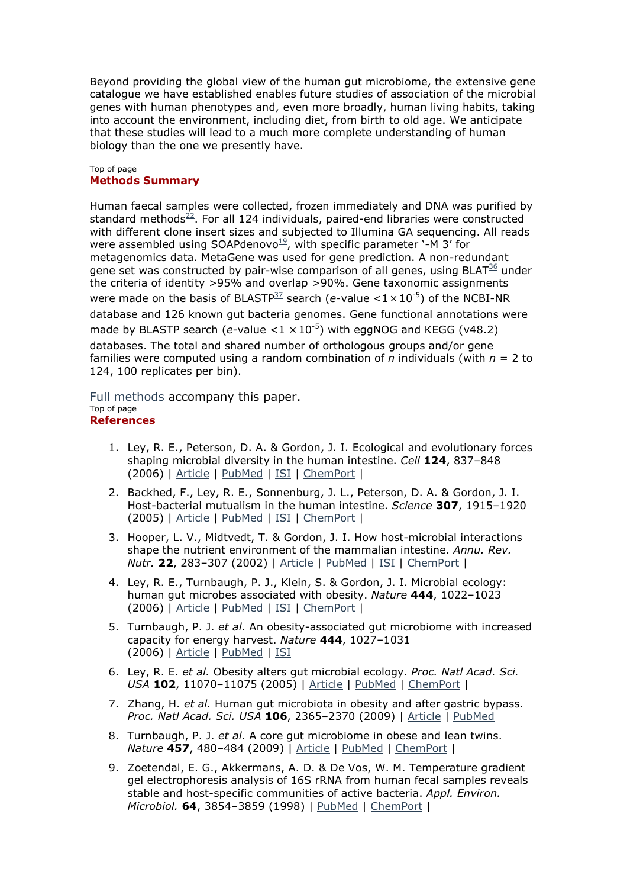Beyond providing the global view of the human gut microbiome, the extensive gene catalogue we have established enables future studies of association of the microbial genes with human phenotypes and, even more broadly, human living habits, taking into account the environment, including diet, from birth to old age. We anticipate that these studies will lead to a much more complete understanding of human biology than the one we presently have.

Top of page

## Methods Summary

Human faecal samples were collected, frozen immediately and DNA was purified by standard methods[22]. For all 124 individuals, paired-end libraries were constructed with different clone insert sizes and subjected to Illumina GA sequencing. All reads were assembled using SOAPdenovo[19], with specific parameter '-M 3' for metagenomics data. MetaGene was used for gene prediction. A non-redundant gene set was constructed by pair-wise comparison of all genes, using BLAT[36] under the criteria of identity >95% and overlap >90%. Gene taxonomic assignments were made on the basis of BLASTP[37] search ($e$-value $<1\times10^{-5}$) of the NCBI-NR database and 126 known gut bacteria genomes. Gene functional annotations were made by BLASTP search ($e$-value $<1\times10^{-5}$) with eggNOG and KEGG (v48.2) databases. The total and shared number of orthologous groups and/or gene families were computed using a random combination of $n$ individuals (with $n$ = 2 to 124, 100 replicates per bin).

Full methods accompany this paper.

Top of page

## References

1. Ley, R. E., Peterson, D. A. & Gordon, J. I. Ecological and evolutionary forces shaping microbial diversity in the human intestine. *Cell* **124**, 837–848 (2006) | Article | PubMed | ISI | ChemPort |
2. Backhed, F., Ley, R. E., Sonnenburg, J. L., Peterson, D. A. & Gordon, J. I. Host-bacterial mutualism in the human intestine. *Science* **307**, 1915–1920 (2005) | Article | PubMed | ISI | ChemPort |
3. Hooper, L. V., Midtvedt, T. & Gordon, J. I. How host-microbial interactions shape the nutrient environment of the mammalian intestine. *Annu. Rev. Nutr.* **22**, 283–307 (2002) | Article | PubMed | ISI | ChemPort |
4. Ley, R. E., Turnbaugh, P. J., Klein, S. & Gordon, J. I. Microbial ecology: human gut microbes associated with obesity. *Nature* **444**, 1022–1023 (2006) | Article | PubMed | ISI | ChemPort |
5. Turnbaugh, P. J. *et al.* An obesity-associated gut microbiome with increased capacity for energy harvest. *Nature* **444**, 1027–1031 (2006) | Article | PubMed | ISI
6. Ley, R. E. *et al.* Obesity alters gut microbial ecology. *Proc. Natl Acad. Sci. USA* **102**, 11070–11075 (2005) | Article | PubMed | ChemPort |
7. Zhang, H. *et al.* Human gut microbiota in obesity and after gastric bypass. *Proc. Natl Acad. Sci. USA* **106**, 2365–2370 (2009) | Article | PubMed
8. Turnbaugh, P. J. *et al.* A core gut microbiome in obese and lean twins. *Nature* **457**, 480–484 (2009) | Article | PubMed | ChemPort |
9. Zoetendal, E. G., Akkermans, A. D. & De Vos, W. M. Temperature gradient gel electrophoresis analysis of 16S rRNA from human fecal samples reveals stable and host-specific communities of active bacteria. *Appl. Environ. Microbiol.* **64**, 3854–3859 (1998) | PubMed | ChemPort |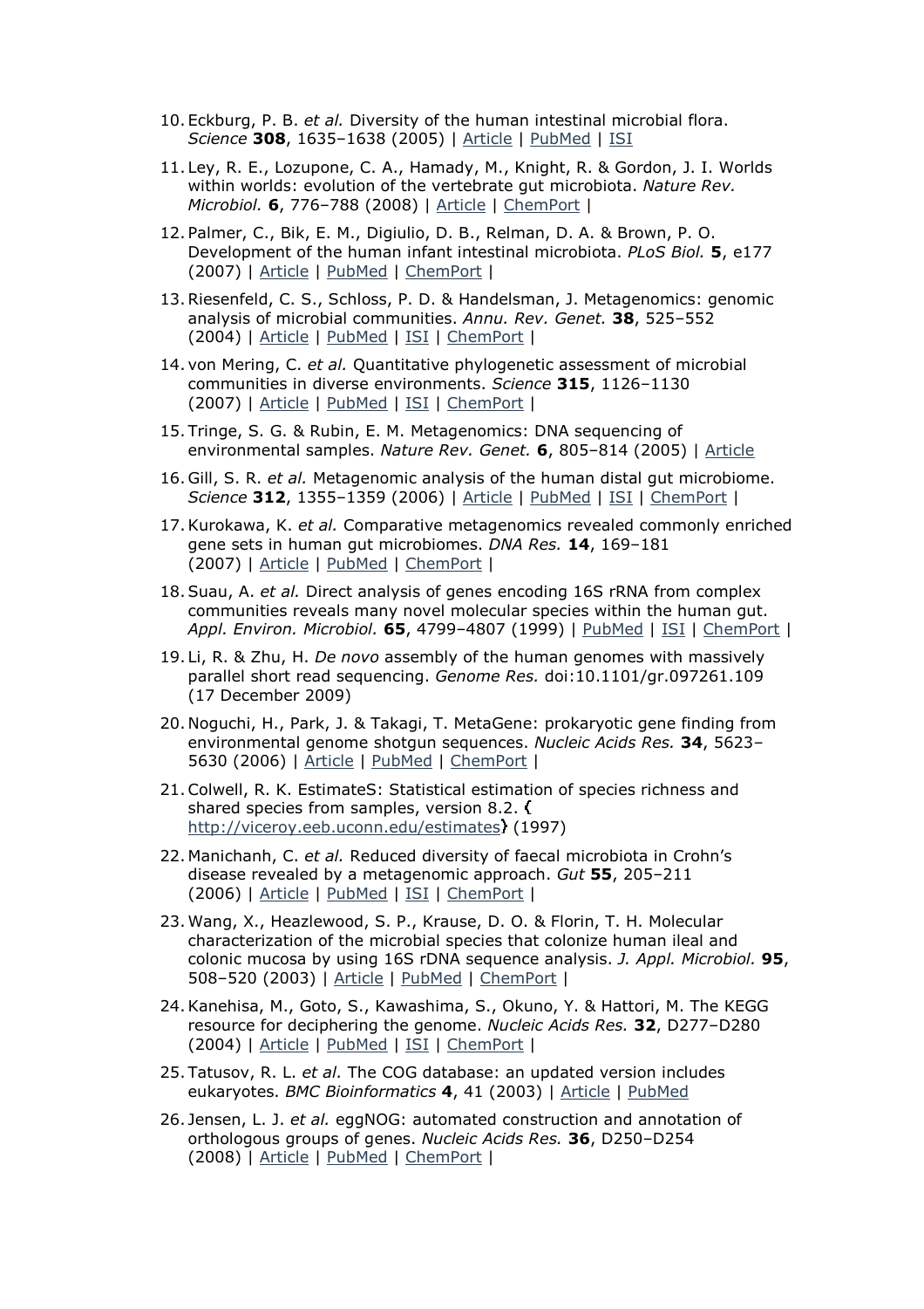10. Eckburg, P. B. *et al.* Diversity of the human intestinal microbial flora. *Science* **308**, 1635–1638 (2005) | Article | PubMed | ISI

11. Ley, R. E., Lozupone, C. A., Hamady, M., Knight, R. & Gordon, J. I. Worlds within worlds: evolution of the vertebrate gut microbiota. *Nature Rev. Microbiol.* **6**, 776–788 (2008) | Article | ChemPort |

12. Palmer, C., Bik, E. M., Digiulio, D. B., Relman, D. A. & Brown, P. O. Development of the human infant intestinal microbiota. *PLoS Biol.* **5**, e177 (2007) | Article | PubMed | ChemPort |

13. Riesenfeld, C. S., Schloss, P. D. & Handelsman, J. Metagenomics: genomic analysis of microbial communities. *Annu. Rev. Genet.* **38**, 525–552 (2004) | Article | PubMed | ISI | ChemPort |

14. von Mering, C. *et al.* Quantitative phylogenetic assessment of microbial communities in diverse environments. *Science* **315**, 1126–1130 (2007) | Article | PubMed | ISI | ChemPort |

15. Tringe, S. G. & Rubin, E. M. Metagenomics: DNA sequencing of environmental samples. *Nature Rev. Genet.* **6**, 805–814 (2005) | Article

16. Gill, S. R. *et al.* Metagenomic analysis of the human distal gut microbiome. *Science* **312**, 1355–1359 (2006) | Article | PubMed | ISI | ChemPort |

17. Kurokawa, K. *et al.* Comparative metagenomics revealed commonly enriched gene sets in human gut microbiomes. *DNA Res.* **14**, 169–181 (2007) | Article | PubMed | ChemPort |

18. Suau, A. *et al.* Direct analysis of genes encoding 16S rRNA from complex communities reveals many novel molecular species within the human gut. *Appl. Environ. Microbiol.* **65**, 4799–4807 (1999) | PubMed | ISI | ChemPort |

19. Li, R. & Zhu, H. *De novo* assembly of the human genomes with massively parallel short read sequencing. *Genome Res.* doi:10.1101/gr.097261.109 (17 December 2009)

20. Noguchi, H., Park, J. & Takagi, T. MetaGene: prokaryotic gene finding from environmental genome shotgun sequences. *Nucleic Acids Res.* **34**, 5623–5630 (2006) | Article | PubMed | ChemPort |

21. Colwell, R. K. EstimateS: Statistical estimation of species richness and shared species from samples, version 8.2. 〈http://viceroy.eeb.uconn.edu/estimates〉 (1997)

22. Manichanh, C. *et al.* Reduced diversity of faecal microbiota in Crohn's disease revealed by a metagenomic approach. *Gut* **55**, 205–211 (2006) | Article | PubMed | ISI | ChemPort |

23. Wang, X., Heazlewood, S. P., Krause, D. O. & Florin, T. H. Molecular characterization of the microbial species that colonize human ileal and colonic mucosa by using 16S rDNA sequence analysis. *J. Appl. Microbiol.* **95**, 508–520 (2003) | Article | PubMed | ChemPort |

24. Kanehisa, M., Goto, S., Kawashima, S., Okuno, Y. & Hattori, M. The KEGG resource for deciphering the genome. *Nucleic Acids Res.* **32**, D277–D280 (2004) | Article | PubMed | ISI | ChemPort |

25. Tatusov, R. L. *et al.* The COG database: an updated version includes eukaryotes. *BMC Bioinformatics* **4**, 41 (2003) | Article | PubMed

26. Jensen, L. J. *et al.* eggNOG: automated construction and annotation of orthologous groups of genes. *Nucleic Acids Res.* **36**, D250–D254 (2008) | Article | PubMed | ChemPort |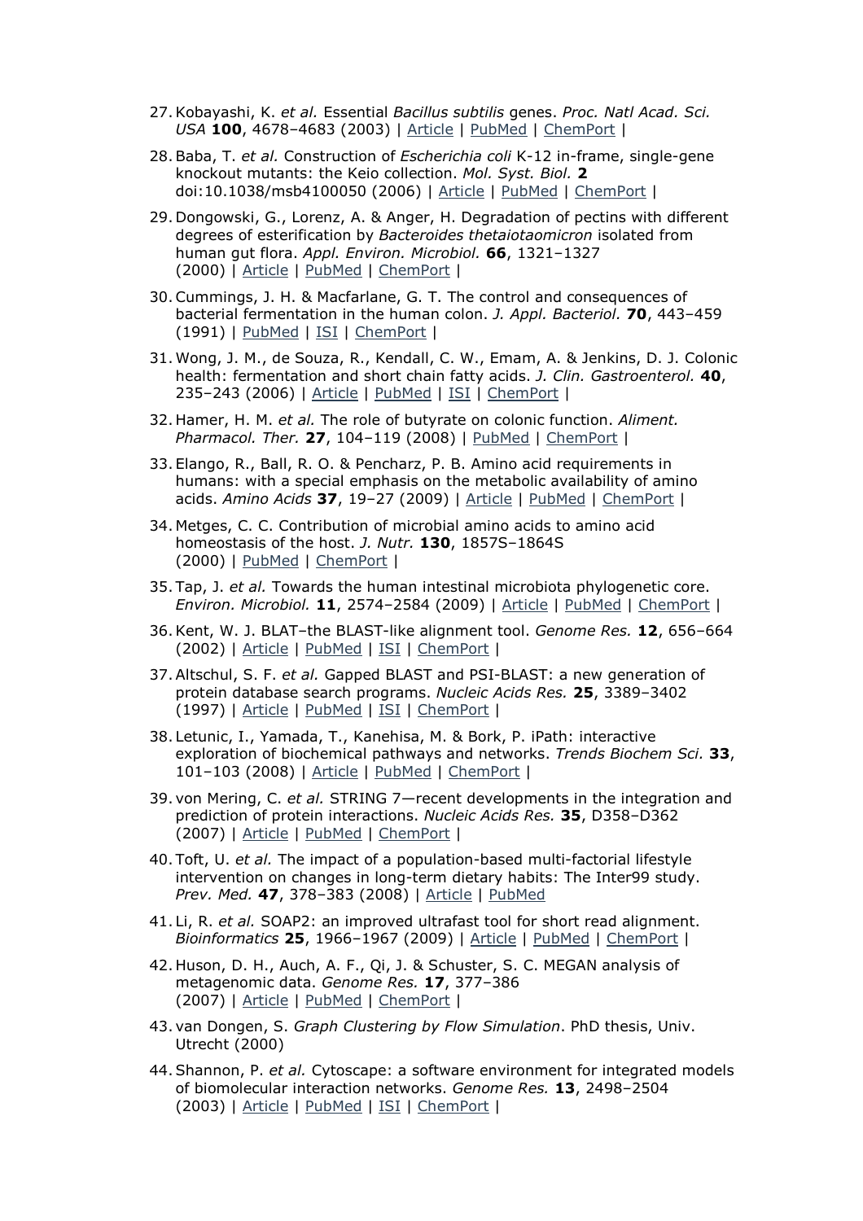27. Kobayashi, K. *et al.* Essential *Bacillus subtilis* genes. *Proc. Natl Acad. Sci. USA* **100**, 4678–4683 (2003) | Article | PubMed | ChemPort |

28. Baba, T. *et al.* Construction of *Escherichia coli* K-12 in-frame, single-gene knockout mutants: the Keio collection. *Mol. Syst. Biol.* **2** doi:10.1038/msb4100050 (2006) | Article | PubMed | ChemPort |

29. Dongowski, G., Lorenz, A. & Anger, H. Degradation of pectins with different degrees of esterification by *Bacteroides thetaiotaomicron* isolated from human gut flora. *Appl. Environ. Microbiol.* **66**, 1321–1327 (2000) | Article | PubMed | ChemPort |

30. Cummings, J. H. & Macfarlane, G. T. The control and consequences of bacterial fermentation in the human colon. *J. Appl. Bacteriol.* **70**, 443–459 (1991) | PubMed | ISI | ChemPort |

31. Wong, J. M., de Souza, R., Kendall, C. W., Emam, A. & Jenkins, D. J. Colonic health: fermentation and short chain fatty acids. *J. Clin. Gastroenterol.* **40**, 235–243 (2006) | Article | PubMed | ISI | ChemPort |

32. Hamer, H. M. *et al.* The role of butyrate on colonic function. *Aliment. Pharmacol. Ther.* **27**, 104–119 (2008) | PubMed | ChemPort |

33. Elango, R., Ball, R. O. & Pencharz, P. B. Amino acid requirements in humans: with a special emphasis on the metabolic availability of amino acids. *Amino Acids* **37**, 19–27 (2009) | Article | PubMed | ChemPort |

34. Metges, C. C. Contribution of microbial amino acids to amino acid homeostasis of the host. *J. Nutr.* **130**, 1857S–1864S (2000) | PubMed | ChemPort |

35. Tap, J. *et al.* Towards the human intestinal microbiota phylogenetic core. *Environ. Microbiol.* **11**, 2574–2584 (2009) | Article | PubMed | ChemPort |

36. Kent, W. J. BLAT–the BLAST-like alignment tool. *Genome Res.* **12**, 656–664 (2002) | Article | PubMed | ISI | ChemPort |

37. Altschul, S. F. *et al.* Gapped BLAST and PSI-BLAST: a new generation of protein database search programs. *Nucleic Acids Res.* **25**, 3389–3402 (1997) | Article | PubMed | ISI | ChemPort |

38. Letunic, I., Yamada, T., Kanehisa, M. & Bork, P. iPath: interactive exploration of biochemical pathways and networks. *Trends Biochem Sci.* **33**, 101–103 (2008) | Article | PubMed | ChemPort |

39. von Mering, C. *et al.* STRING 7—recent developments in the integration and prediction of protein interactions. *Nucleic Acids Res.* **35**, D358–D362 (2007) | Article | PubMed | ChemPort |

40. Toft, U. *et al.* The impact of a population-based multi-factorial lifestyle intervention on changes in long-term dietary habits: The Inter99 study. *Prev. Med.* **47**, 378–383 (2008) | Article | PubMed

41. Li, R. *et al.* SOAP2: an improved ultrafast tool for short read alignment. *Bioinformatics* **25**, 1966–1967 (2009) | Article | PubMed | ChemPort |

42. Huson, D. H., Auch, A. F., Qi, J. & Schuster, S. C. MEGAN analysis of metagenomic data. *Genome Res.* **17**, 377–386 (2007) | Article | PubMed | ChemPort |

43. van Dongen, S. *Graph Clustering by Flow Simulation*. PhD thesis, Univ. Utrecht (2000)

44. Shannon, P. *et al.* Cytoscape: a software environment for integrated models of biomolecular interaction networks. *Genome Res.* **13**, 2498–2504 (2003) | Article | PubMed | ISI | ChemPort |